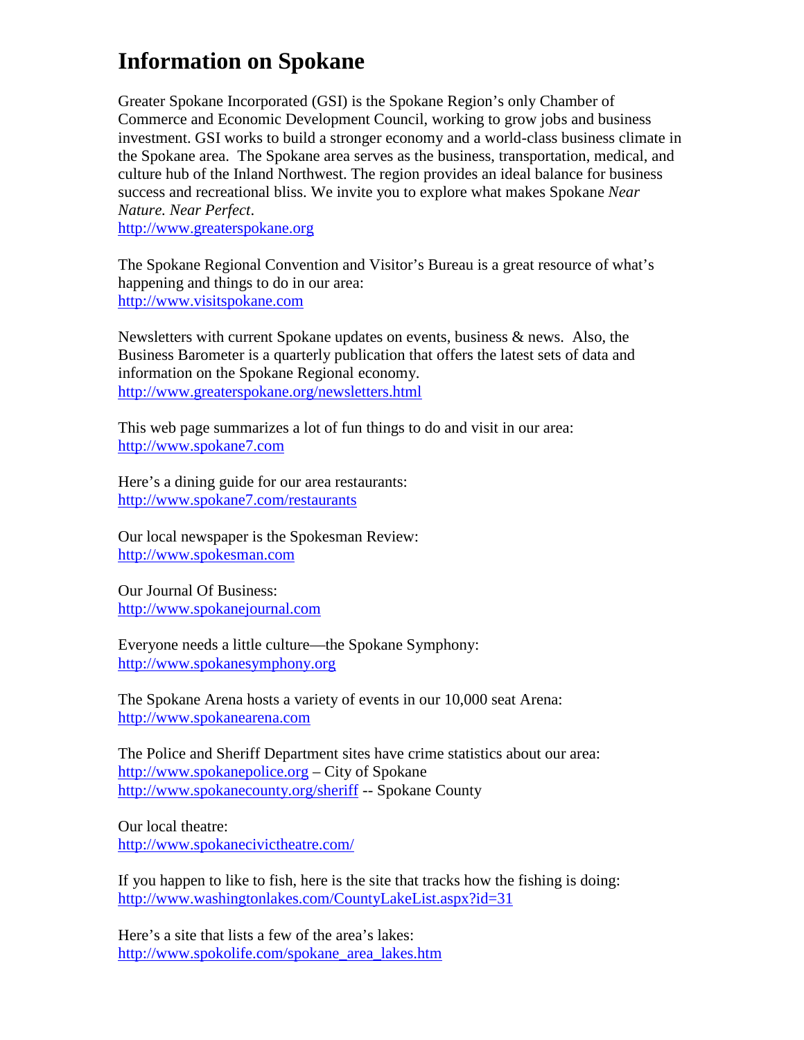# Information on Spokane

Greater Spokane Incorporated (GSI) is the Spokane Region's only Chamber of Commerce and Economic Development Council, working to grow jobs and business investment. GSI works to build a stronger economy and a world-class business climate in the Spokane area. The Spokane area serves as the business, transportation, medical, and culture hub of the Inland Northwest. The region provides an ideal balance for business success and recreational bliss. We invite you to explore what makes Spokane *Near Nature. Near Perfect*.
http://www.greaterspokane.org

The Spokane Regional Convention and Visitor's Bureau is a great resource of what's happening and things to do in our area:
http://www.visitspokane.com

Newsletters with current Spokane updates on events, business & news. Also, the Business Barometer is a quarterly publication that offers the latest sets of data and information on the Spokane Regional economy.
http://www.greaterspokane.org/newsletters.html

This web page summarizes a lot of fun things to do and visit in our area:
http://www.spokane7.com

Here's a dining guide for our area restaurants:
http://www.spokane7.com/restaurants

Our local newspaper is the Spokesman Review:
http://www.spokesman.com

Our Journal Of Business:
http://www.spokanejournal.com

Everyone needs a little culture—the Spokane Symphony:
http://www.spokanesymphony.org

The Spokane Arena hosts a variety of events in our 10,000 seat Arena:
http://www.spokanearena.com

The Police and Sheriff Department sites have crime statistics about our area:
http://www.spokanepolice.org – City of Spokane
http://www.spokanecounty.org/sheriff -- Spokane County

Our local theatre:
http://www.spokanecivictheatre.com/

If you happen to like to fish, here is the site that tracks how the fishing is doing:
http://www.washingtonlakes.com/CountyLakeList.aspx?id=31

Here's a site that lists a few of the area's lakes:
http://www.spokolife.com/spokane_area_lakes.htm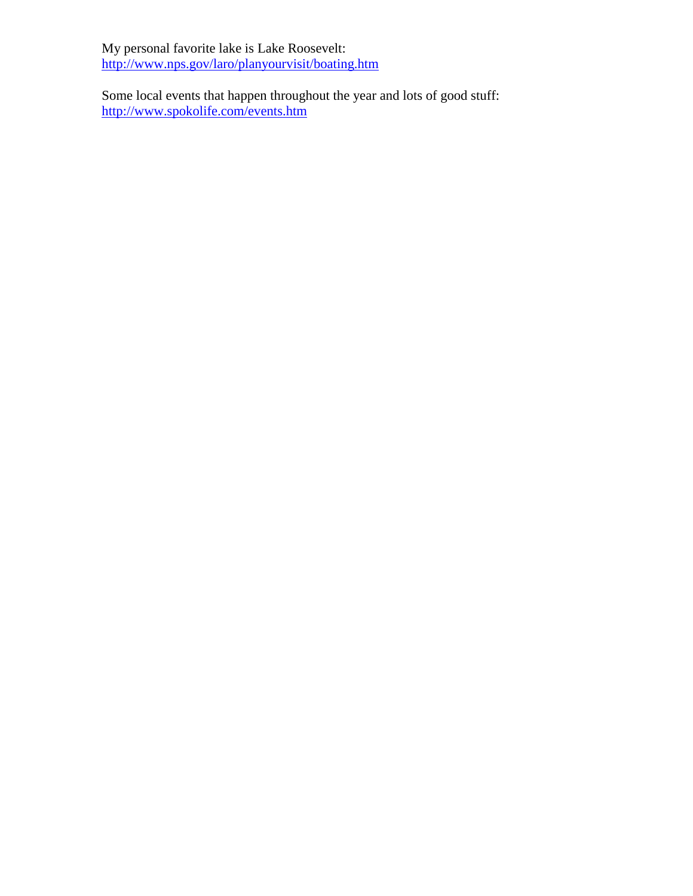My personal favorite lake is Lake Roosevelt:
http://www.nps.gov/laro/planyourvisit/boating.htm

Some local events that happen throughout the year and lots of good stuff:
http://www.spokolife.com/events.htm